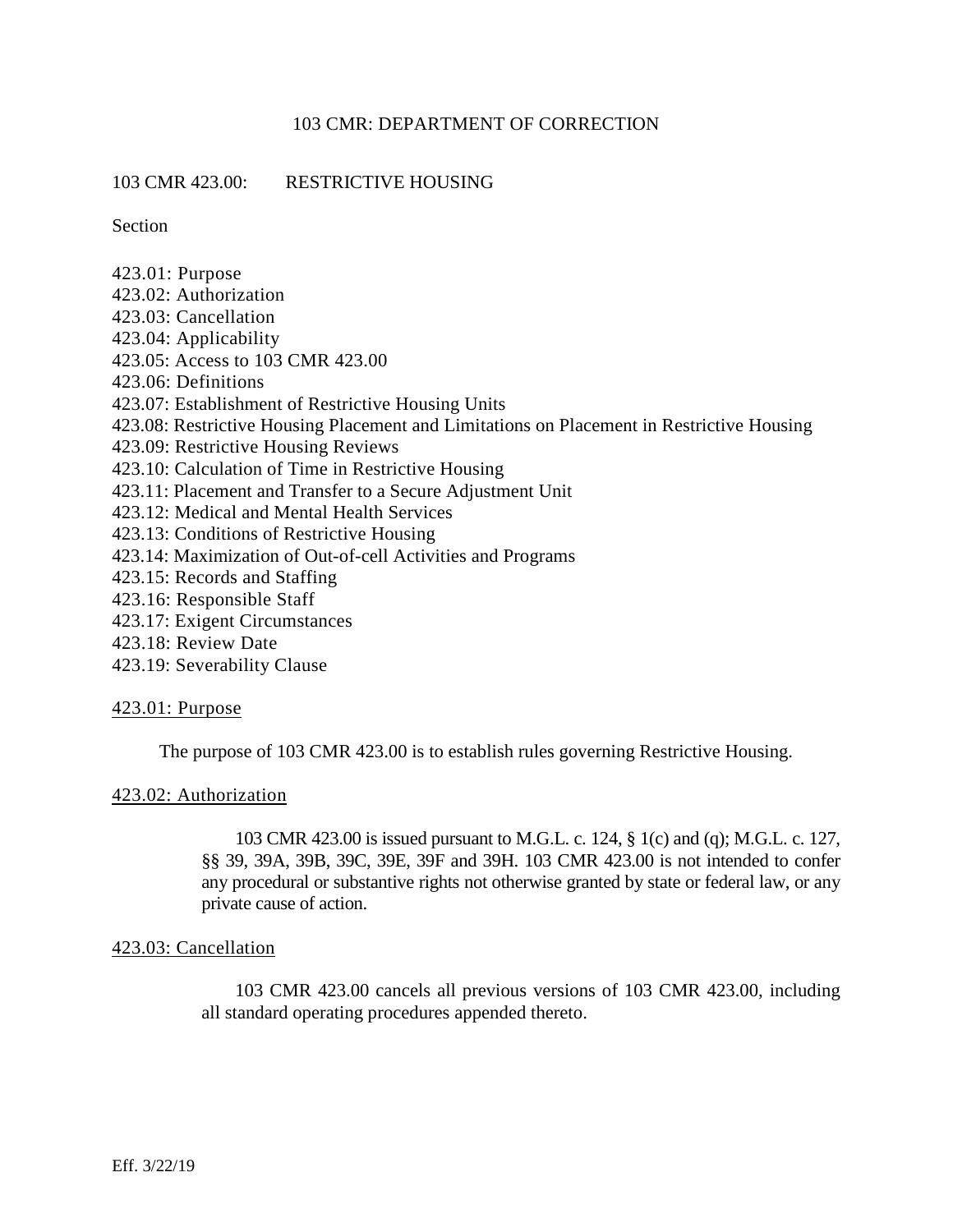# 103 CMR: DEPARTMENT OF CORRECTION

## 103 CMR 423.00: RESTRICTIVE HOUSING

Section

423.01: Purpose
423.02: Authorization
423.03: Cancellation
423.04: Applicability
423.05: Access to 103 CMR 423.00
423.06: Definitions
423.07: Establishment of Restrictive Housing Units
423.08: Restrictive Housing Placement and Limitations on Placement in Restrictive Housing
423.09: Restrictive Housing Reviews
423.10: Calculation of Time in Restrictive Housing
423.11: Placement and Transfer to a Secure Adjustment Unit
423.12: Medical and Mental Health Services
423.13: Conditions of Restrictive Housing
423.14: Maximization of Out-of-cell Activities and Programs
423.15: Records and Staffing
423.16: Responsible Staff
423.17: Exigent Circumstances
423.18: Review Date
423.19: Severability Clause

### 423.01: Purpose

The purpose of 103 CMR 423.00 is to establish rules governing Restrictive Housing.

### 423.02: Authorization

103 CMR 423.00 is issued pursuant to M.G.L. c. 124, § 1(c) and (q); M.G.L. c. 127, §§ 39, 39A, 39B, 39C, 39E, 39F and 39H. 103 CMR 423.00 is not intended to confer any procedural or substantive rights not otherwise granted by state or federal law, or any private cause of action.

### 423.03: Cancellation

103 CMR 423.00 cancels all previous versions of 103 CMR 423.00, including all standard operating procedures appended thereto.

Eff. 3/22/19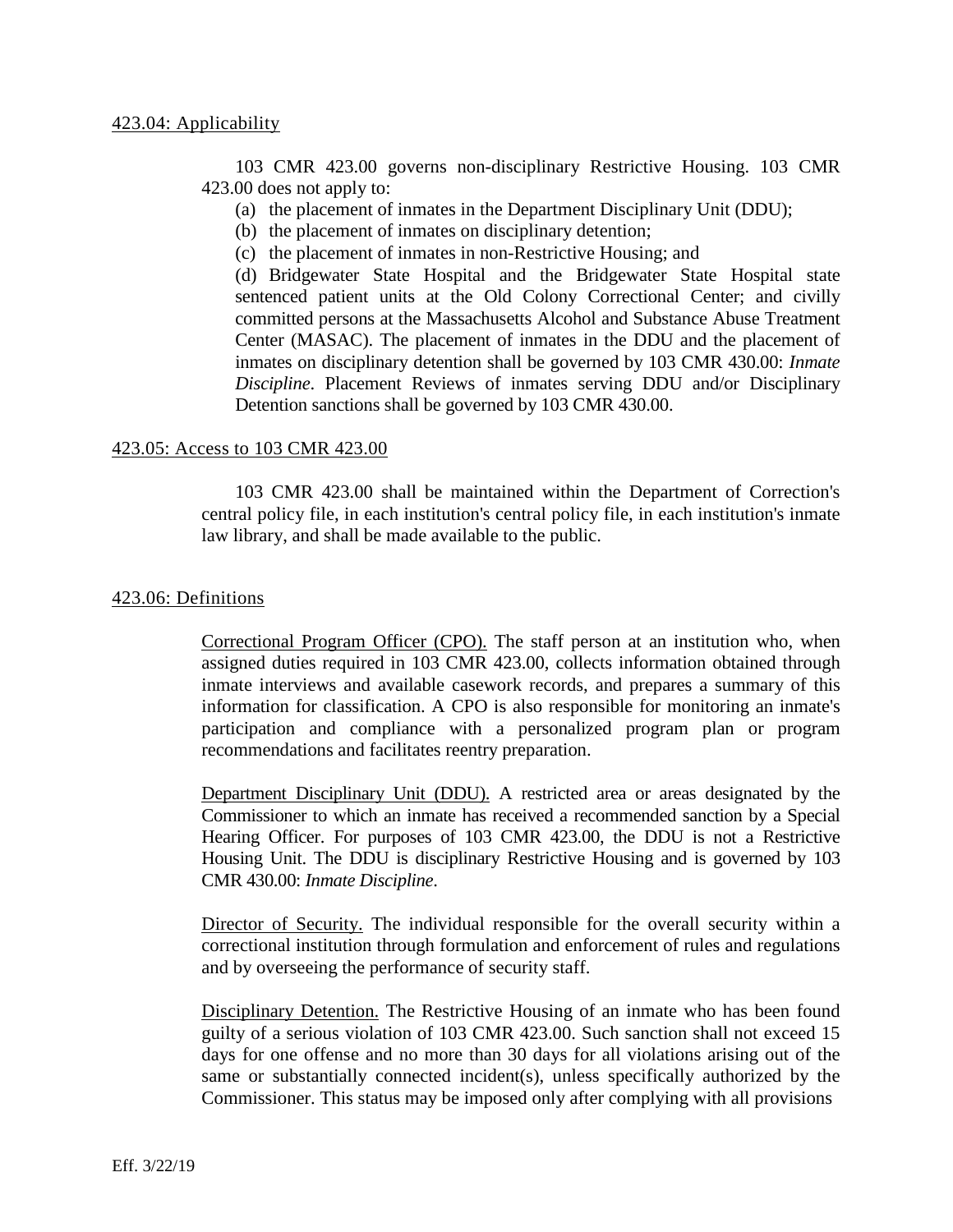423.04: Applicability

103 CMR 423.00 governs non-disciplinary Restrictive Housing. 103 CMR 423.00 does not apply to:

(a) the placement of inmates in the Department Disciplinary Unit (DDU);
(b) the placement of inmates on disciplinary detention;
(c) the placement of inmates in non-Restrictive Housing; and
(d) Bridgewater State Hospital and the Bridgewater State Hospital state sentenced patient units at the Old Colony Correctional Center; and civilly committed persons at the Massachusetts Alcohol and Substance Abuse Treatment Center (MASAC). The placement of inmates in the DDU and the placement of inmates on disciplinary detention shall be governed by 103 CMR 430.00: *Inmate Discipline*. Placement Reviews of inmates serving DDU and/or Disciplinary Detention sanctions shall be governed by 103 CMR 430.00.

423.05: Access to 103 CMR 423.00

103 CMR 423.00 shall be maintained within the Department of Correction's central policy file, in each institution's central policy file, in each institution's inmate law library, and shall be made available to the public.

423.06: Definitions

Correctional Program Officer (CPO). The staff person at an institution who, when assigned duties required in 103 CMR 423.00, collects information obtained through inmate interviews and available casework records, and prepares a summary of this information for classification. A CPO is also responsible for monitoring an inmate's participation and compliance with a personalized program plan or program recommendations and facilitates reentry preparation.

Department Disciplinary Unit (DDU). A restricted area or areas designated by the Commissioner to which an inmate has received a recommended sanction by a Special Hearing Officer. For purposes of 103 CMR 423.00, the DDU is not a Restrictive Housing Unit. The DDU is disciplinary Restrictive Housing and is governed by 103 CMR 430.00: *Inmate Discipline*.

Director of Security. The individual responsible for the overall security within a correctional institution through formulation and enforcement of rules and regulations and by overseeing the performance of security staff.

Disciplinary Detention. The Restrictive Housing of an inmate who has been found guilty of a serious violation of 103 CMR 423.00. Such sanction shall not exceed 15 days for one offense and no more than 30 days for all violations arising out of the same or substantially connected incident(s), unless specifically authorized by the Commissioner. This status may be imposed only after complying with all provisions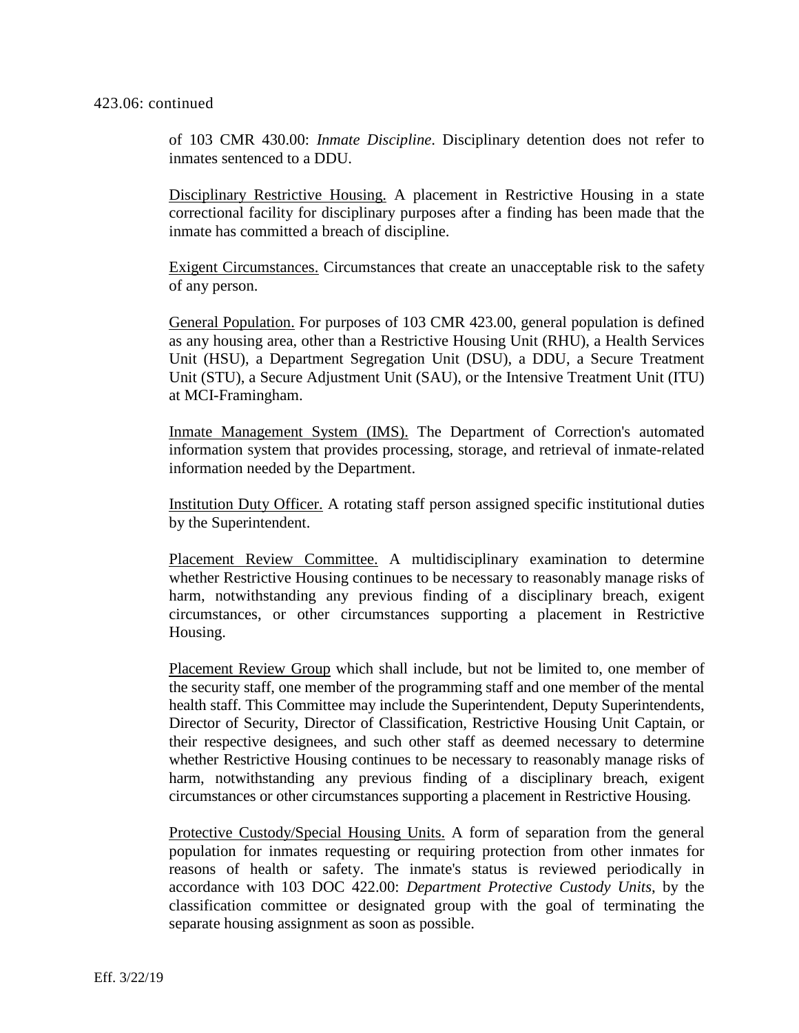423.06: continued

of 103 CMR 430.00: *Inmate Discipline*. Disciplinary detention does not refer to inmates sentenced to a DDU.

Disciplinary Restrictive Housing. A placement in Restrictive Housing in a state correctional facility for disciplinary purposes after a finding has been made that the inmate has committed a breach of discipline.

Exigent Circumstances. Circumstances that create an unacceptable risk to the safety of any person.

General Population. For purposes of 103 CMR 423.00, general population is defined as any housing area, other than a Restrictive Housing Unit (RHU), a Health Services Unit (HSU), a Department Segregation Unit (DSU), a DDU, a Secure Treatment Unit (STU), a Secure Adjustment Unit (SAU), or the Intensive Treatment Unit (ITU) at MCI-Framingham.

Inmate Management System (IMS). The Department of Correction's automated information system that provides processing, storage, and retrieval of inmate-related information needed by the Department.

Institution Duty Officer. A rotating staff person assigned specific institutional duties by the Superintendent.

Placement Review Committee. A multidisciplinary examination to determine whether Restrictive Housing continues to be necessary to reasonably manage risks of harm, notwithstanding any previous finding of a disciplinary breach, exigent circumstances, or other circumstances supporting a placement in Restrictive Housing.

Placement Review Group which shall include, but not be limited to, one member of the security staff, one member of the programming staff and one member of the mental health staff. This Committee may include the Superintendent, Deputy Superintendents, Director of Security, Director of Classification, Restrictive Housing Unit Captain, or their respective designees, and such other staff as deemed necessary to determine whether Restrictive Housing continues to be necessary to reasonably manage risks of harm, notwithstanding any previous finding of a disciplinary breach, exigent circumstances or other circumstances supporting a placement in Restrictive Housing.

Protective Custody/Special Housing Units. A form of separation from the general population for inmates requesting or requiring protection from other inmates for reasons of health or safety. The inmate's status is reviewed periodically in accordance with 103 DOC 422.00: *Department Protective Custody Units*, by the classification committee or designated group with the goal of terminating the separate housing assignment as soon as possible.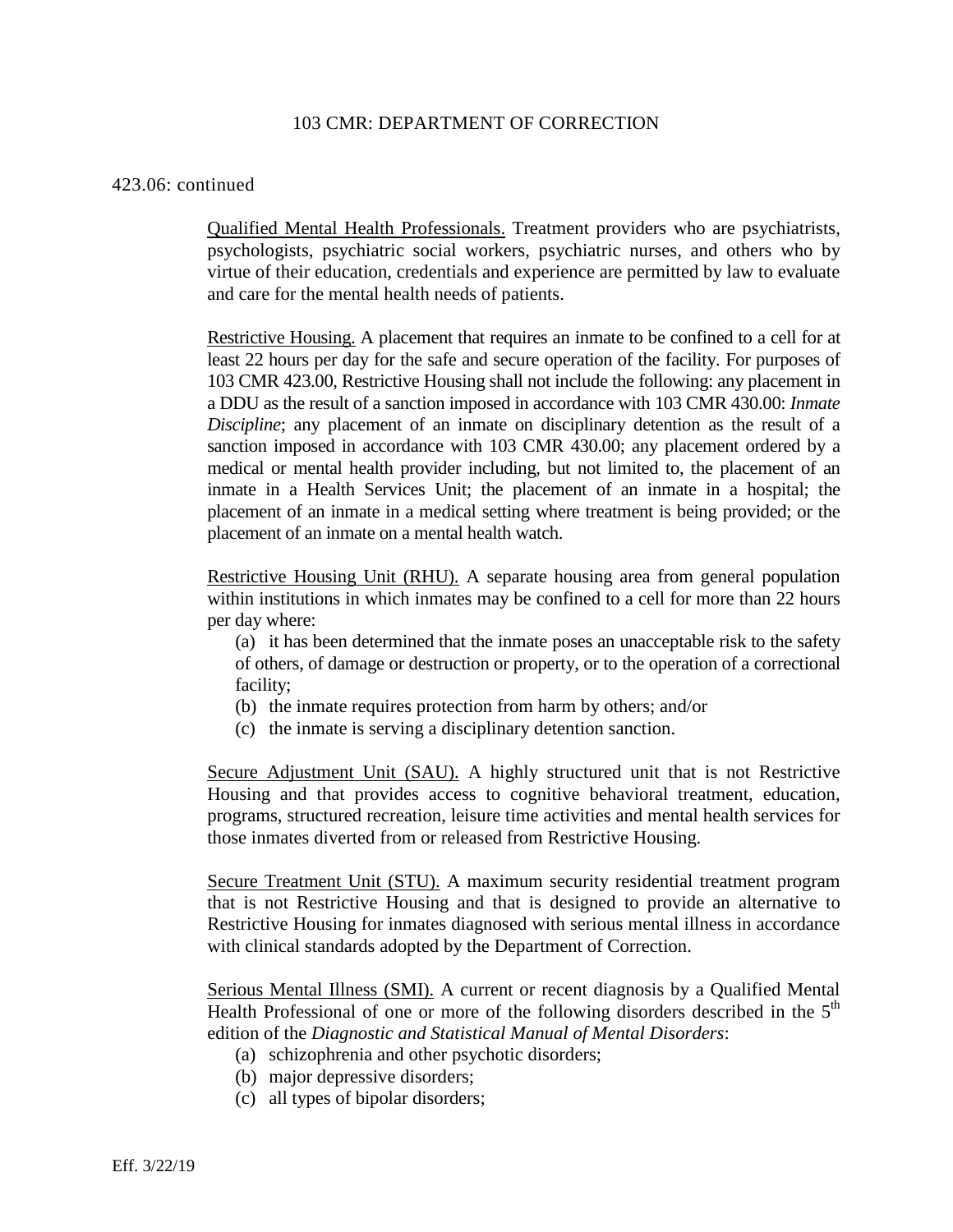423.06: continued

Qualified Mental Health Professionals. Treatment providers who are psychiatrists, psychologists, psychiatric social workers, psychiatric nurses, and others who by virtue of their education, credentials and experience are permitted by law to evaluate and care for the mental health needs of patients.

Restrictive Housing. A placement that requires an inmate to be confined to a cell for at least 22 hours per day for the safe and secure operation of the facility. For purposes of 103 CMR 423.00, Restrictive Housing shall not include the following: any placement in a DDU as the result of a sanction imposed in accordance with 103 CMR 430.00: *Inmate Discipline*; any placement of an inmate on disciplinary detention as the result of a sanction imposed in accordance with 103 CMR 430.00; any placement ordered by a medical or mental health provider including, but not limited to, the placement of an inmate in a Health Services Unit; the placement of an inmate in a hospital; the placement of an inmate in a medical setting where treatment is being provided; or the placement of an inmate on a mental health watch.

Restrictive Housing Unit (RHU). A separate housing area from general population within institutions in which inmates may be confined to a cell for more than 22 hours per day where:

(a) it has been determined that the inmate poses an unacceptable risk to the safety of others, of damage or destruction or property, or to the operation of a correctional facility;
(b) the inmate requires protection from harm by others; and/or
(c) the inmate is serving a disciplinary detention sanction.

Secure Adjustment Unit (SAU). A highly structured unit that is not Restrictive Housing and that provides access to cognitive behavioral treatment, education, programs, structured recreation, leisure time activities and mental health services for those inmates diverted from or released from Restrictive Housing.

Secure Treatment Unit (STU). A maximum security residential treatment program that is not Restrictive Housing and that is designed to provide an alternative to Restrictive Housing for inmates diagnosed with serious mental illness in accordance with clinical standards adopted by the Department of Correction.

Serious Mental Illness (SMI). A current or recent diagnosis by a Qualified Mental Health Professional of one or more of the following disorders described in the 5th edition of the *Diagnostic and Statistical Manual of Mental Disorders*:

(a) schizophrenia and other psychotic disorders;
(b) major depressive disorders;
(c) all types of bipolar disorders;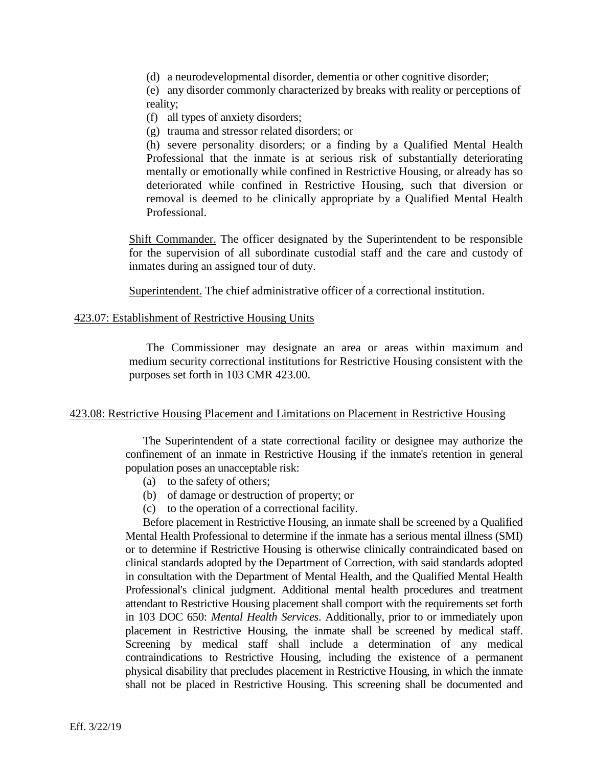(d) a neurodevelopmental disorder, dementia or other cognitive disorder;

(e) any disorder commonly characterized by breaks with reality or perceptions of reality;

(f) all types of anxiety disorders;

(g) trauma and stressor related disorders; or

(h) severe personality disorders; or a finding by a Qualified Mental Health Professional that the inmate is at serious risk of substantially deteriorating mentally or emotionally while confined in Restrictive Housing, or already has so deteriorated while confined in Restrictive Housing, such that diversion or removal is deemed to be clinically appropriate by a Qualified Mental Health Professional.

Shift Commander. The officer designated by the Superintendent to be responsible for the supervision of all subordinate custodial staff and the care and custody of inmates during an assigned tour of duty.

Superintendent. The chief administrative officer of a correctional institution.

## 423.07: Establishment of Restrictive Housing Units

The Commissioner may designate an area or areas within maximum and medium security correctional institutions for Restrictive Housing consistent with the purposes set forth in 103 CMR 423.00.

## 423.08: Restrictive Housing Placement and Limitations on Placement in Restrictive Housing

The Superintendent of a state correctional facility or designee may authorize the confinement of an inmate in Restrictive Housing if the inmate's retention in general population poses an unacceptable risk:

(a) to the safety of others;

(b) of damage or destruction of property; or

(c) to the operation of a correctional facility.

Before placement in Restrictive Housing, an inmate shall be screened by a Qualified Mental Health Professional to determine if the inmate has a serious mental illness (SMI) or to determine if Restrictive Housing is otherwise clinically contraindicated based on clinical standards adopted by the Department of Correction, with said standards adopted in consultation with the Department of Mental Health, and the Qualified Mental Health Professional's clinical judgment. Additional mental health procedures and treatment attendant to Restrictive Housing placement shall comport with the requirements set forth in 103 DOC 650: *Mental Health Services*. Additionally, prior to or immediately upon placement in Restrictive Housing, the inmate shall be screened by medical staff. Screening by medical staff shall include a determination of any medical contraindications to Restrictive Housing, including the existence of a permanent physical disability that precludes placement in Restrictive Housing, in which the inmate shall not be placed in Restrictive Housing. This screening shall be documented and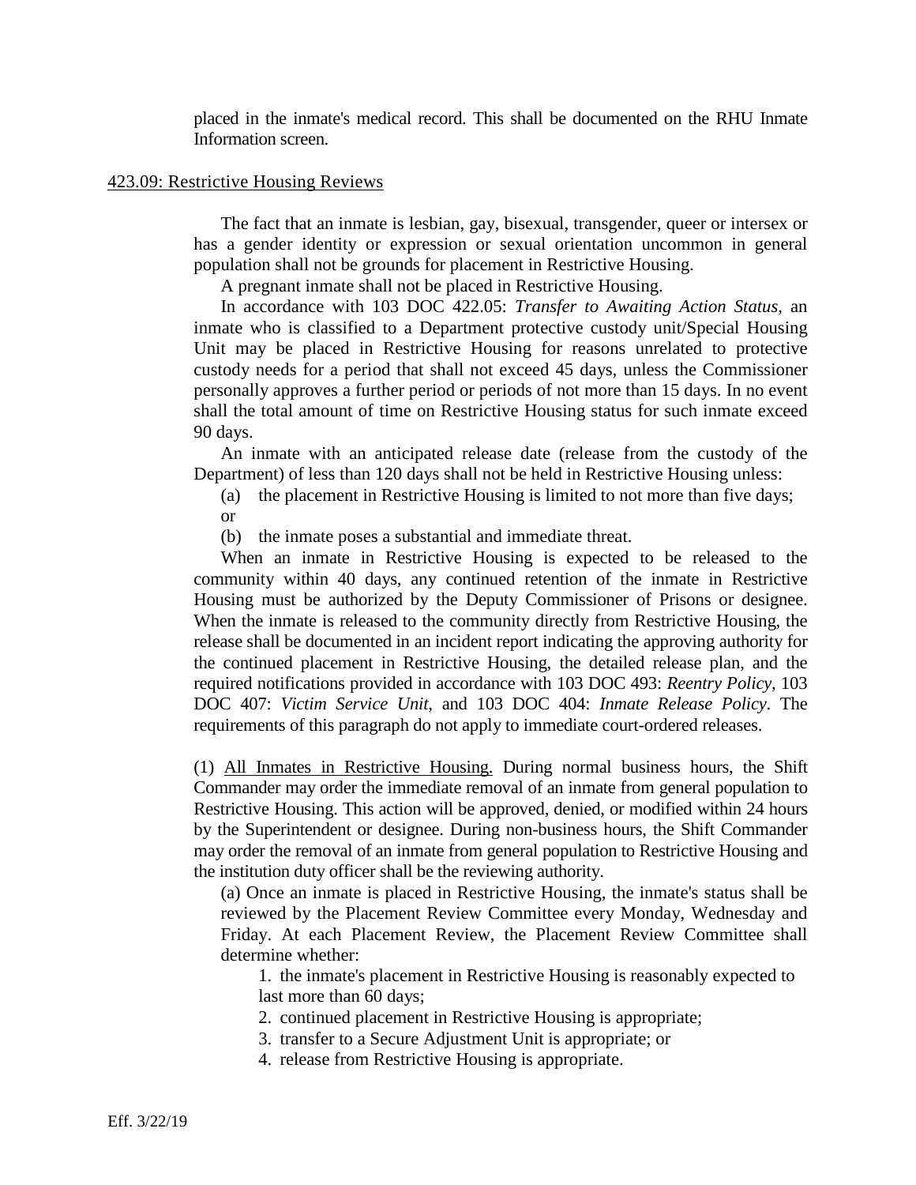placed in the inmate's medical record. This shall be documented on the RHU Inmate Information screen.

## 423.09: Restrictive Housing Reviews

The fact that an inmate is lesbian, gay, bisexual, transgender, queer or intersex or has a gender identity or expression or sexual orientation uncommon in general population shall not be grounds for placement in Restrictive Housing.

A pregnant inmate shall not be placed in Restrictive Housing.

In accordance with 103 DOC 422.05: *Transfer to Awaiting Action Status*, an inmate who is classified to a Department protective custody unit/Special Housing Unit may be placed in Restrictive Housing for reasons unrelated to protective custody needs for a period that shall not exceed 45 days, unless the Commissioner personally approves a further period or periods of not more than 15 days. In no event shall the total amount of time on Restrictive Housing status for such inmate exceed 90 days.

An inmate with an anticipated release date (release from the custody of the Department) of less than 120 days shall not be held in Restrictive Housing unless:

(a) the placement in Restrictive Housing is limited to not more than five days; or

(b) the inmate poses a substantial and immediate threat.

When an inmate in Restrictive Housing is expected to be released to the community within 40 days, any continued retention of the inmate in Restrictive Housing must be authorized by the Deputy Commissioner of Prisons or designee. When the inmate is released to the community directly from Restrictive Housing, the release shall be documented in an incident report indicating the approving authority for the continued placement in Restrictive Housing, the detailed release plan, and the required notifications provided in accordance with 103 DOC 493: *Reentry Policy*, 103 DOC 407: *Victim Service Unit*, and 103 DOC 404: *Inmate Release Policy*. The requirements of this paragraph do not apply to immediate court-ordered releases.

(1) All Inmates in Restrictive Housing. During normal business hours, the Shift Commander may order the immediate removal of an inmate from general population to Restrictive Housing. This action will be approved, denied, or modified within 24 hours by the Superintendent or designee. During non-business hours, the Shift Commander may order the removal of an inmate from general population to Restrictive Housing and the institution duty officer shall be the reviewing authority.

(a) Once an inmate is placed in Restrictive Housing, the inmate's status shall be reviewed by the Placement Review Committee every Monday, Wednesday and Friday. At each Placement Review, the Placement Review Committee shall determine whether:

1. the inmate's placement in Restrictive Housing is reasonably expected to last more than 60 days;
2. continued placement in Restrictive Housing is appropriate;
3. transfer to a Secure Adjustment Unit is appropriate; or
4. release from Restrictive Housing is appropriate.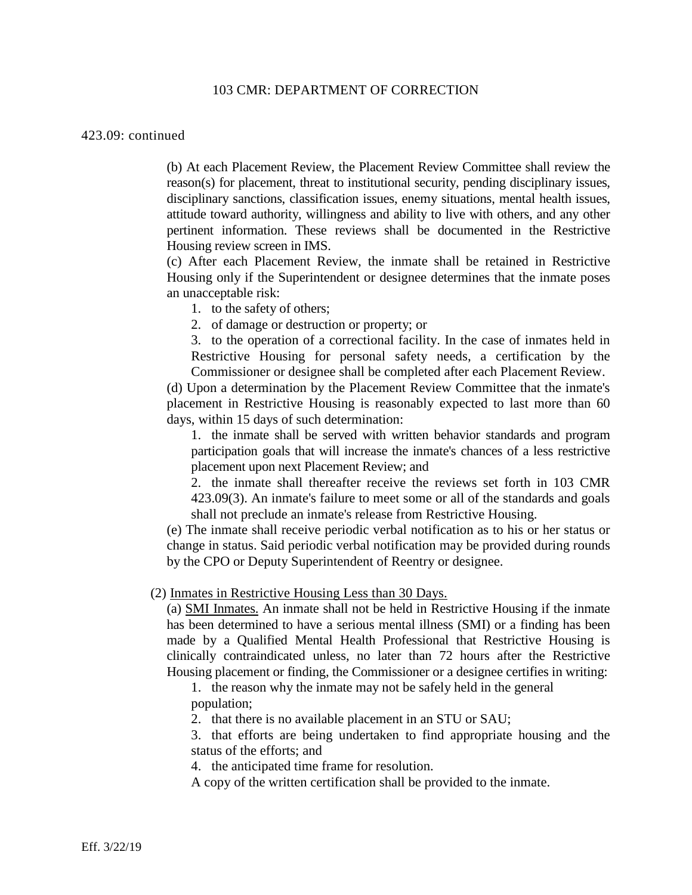423.09: continued

(b) At each Placement Review, the Placement Review Committee shall review the reason(s) for placement, threat to institutional security, pending disciplinary issues, disciplinary sanctions, classification issues, enemy situations, mental health issues, attitude toward authority, willingness and ability to live with others, and any other pertinent information. These reviews shall be documented in the Restrictive Housing review screen in IMS.

(c) After each Placement Review, the inmate shall be retained in Restrictive Housing only if the Superintendent or designee determines that the inmate poses an unacceptable risk:

1. to the safety of others;
2. of damage or destruction or property; or
3. to the operation of a correctional facility. In the case of inmates held in Restrictive Housing for personal safety needs, a certification by the Commissioner or designee shall be completed after each Placement Review.

(d) Upon a determination by the Placement Review Committee that the inmate's placement in Restrictive Housing is reasonably expected to last more than 60 days, within 15 days of such determination:

1. the inmate shall be served with written behavior standards and program participation goals that will increase the inmate's chances of a less restrictive placement upon next Placement Review; and
2. the inmate shall thereafter receive the reviews set forth in 103 CMR 423.09(3). An inmate's failure to meet some or all of the standards and goals shall not preclude an inmate's release from Restrictive Housing.

(e) The inmate shall receive periodic verbal notification as to his or her status or change in status. Said periodic verbal notification may be provided during rounds by the CPO or Deputy Superintendent of Reentry or designee.

(2) Inmates in Restrictive Housing Less than 30 Days.

(a) SMI Inmates. An inmate shall not be held in Restrictive Housing if the inmate has been determined to have a serious mental illness (SMI) or a finding has been made by a Qualified Mental Health Professional that Restrictive Housing is clinically contraindicated unless, no later than 72 hours after the Restrictive Housing placement or finding, the Commissioner or a designee certifies in writing:

1. the reason why the inmate may not be safely held in the general population;
2. that there is no available placement in an STU or SAU;
3. that efforts are being undertaken to find appropriate housing and the status of the efforts; and
4. the anticipated time frame for resolution.

A copy of the written certification shall be provided to the inmate.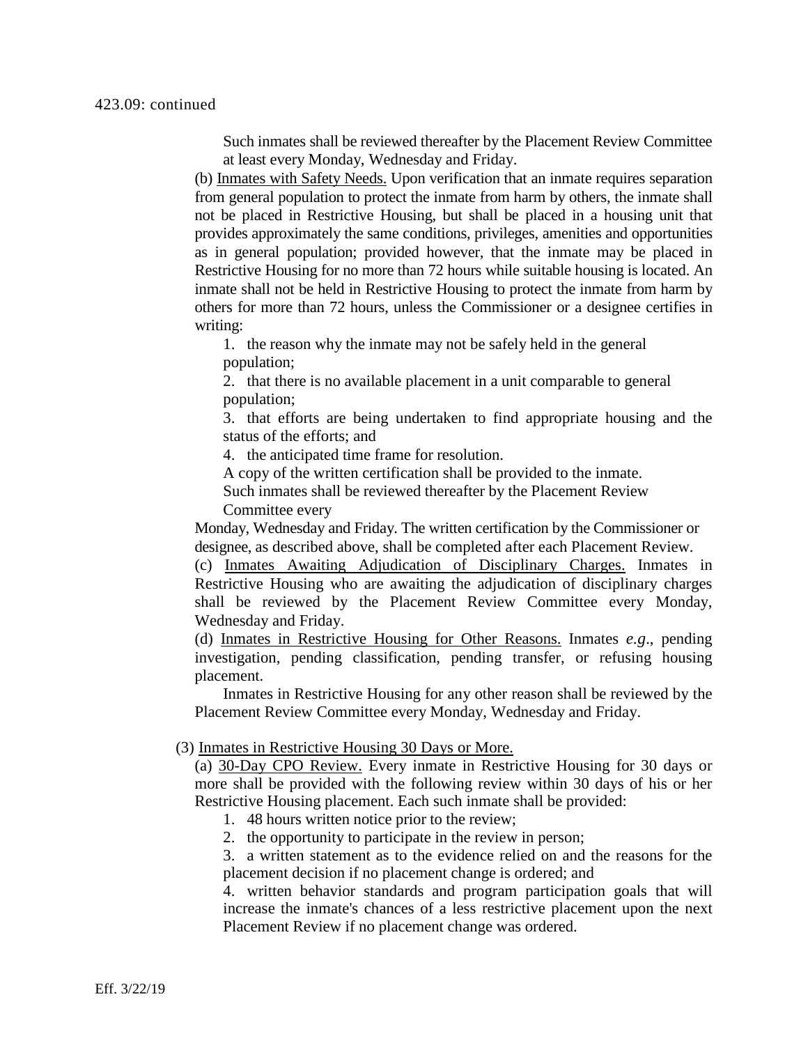423.09: continued

Such inmates shall be reviewed thereafter by the Placement Review Committee at least every Monday, Wednesday and Friday.

(b) <u>Inmates with Safety Needs.</u> Upon verification that an inmate requires separation from general population to protect the inmate from harm by others, the inmate shall not be placed in Restrictive Housing, but shall be placed in a housing unit that provides approximately the same conditions, privileges, amenities and opportunities as in general population; provided however, that the inmate may be placed in Restrictive Housing for no more than 72 hours while suitable housing is located. An inmate shall not be held in Restrictive Housing to protect the inmate from harm by others for more than 72 hours, unless the Commissioner or a designee certifies in writing:

1. the reason why the inmate may not be safely held in the general population;
2. that there is no available placement in a unit comparable to general population;
3. that efforts are being undertaken to find appropriate housing and the status of the efforts; and
4. the anticipated time frame for resolution.

A copy of the written certification shall be provided to the inmate.

Such inmates shall be reviewed thereafter by the Placement Review Committee every Monday, Wednesday and Friday. The written certification by the Commissioner or designee, as described above, shall be completed after each Placement Review.

(c) <u>Inmates Awaiting Adjudication of Disciplinary Charges.</u> Inmates in Restrictive Housing who are awaiting the adjudication of disciplinary charges shall be reviewed by the Placement Review Committee every Monday, Wednesday and Friday.

(d) <u>Inmates in Restrictive Housing for Other Reasons.</u> Inmates *e.g*., pending investigation, pending classification, pending transfer, or refusing housing placement.

Inmates in Restrictive Housing for any other reason shall be reviewed by the Placement Review Committee every Monday, Wednesday and Friday.

(3) <u>Inmates in Restrictive Housing 30 Days or More.</u>

(a) <u>30-Day CPO Review.</u> Every inmate in Restrictive Housing for 30 days or more shall be provided with the following review within 30 days of his or her Restrictive Housing placement. Each such inmate shall be provided:

1. 48 hours written notice prior to the review;
2. the opportunity to participate in the review in person;
3. a written statement as to the evidence relied on and the reasons for the placement decision if no placement change is ordered; and
4. written behavior standards and program participation goals that will increase the inmate's chances of a less restrictive placement upon the next Placement Review if no placement change was ordered.

Eff. 3/22/19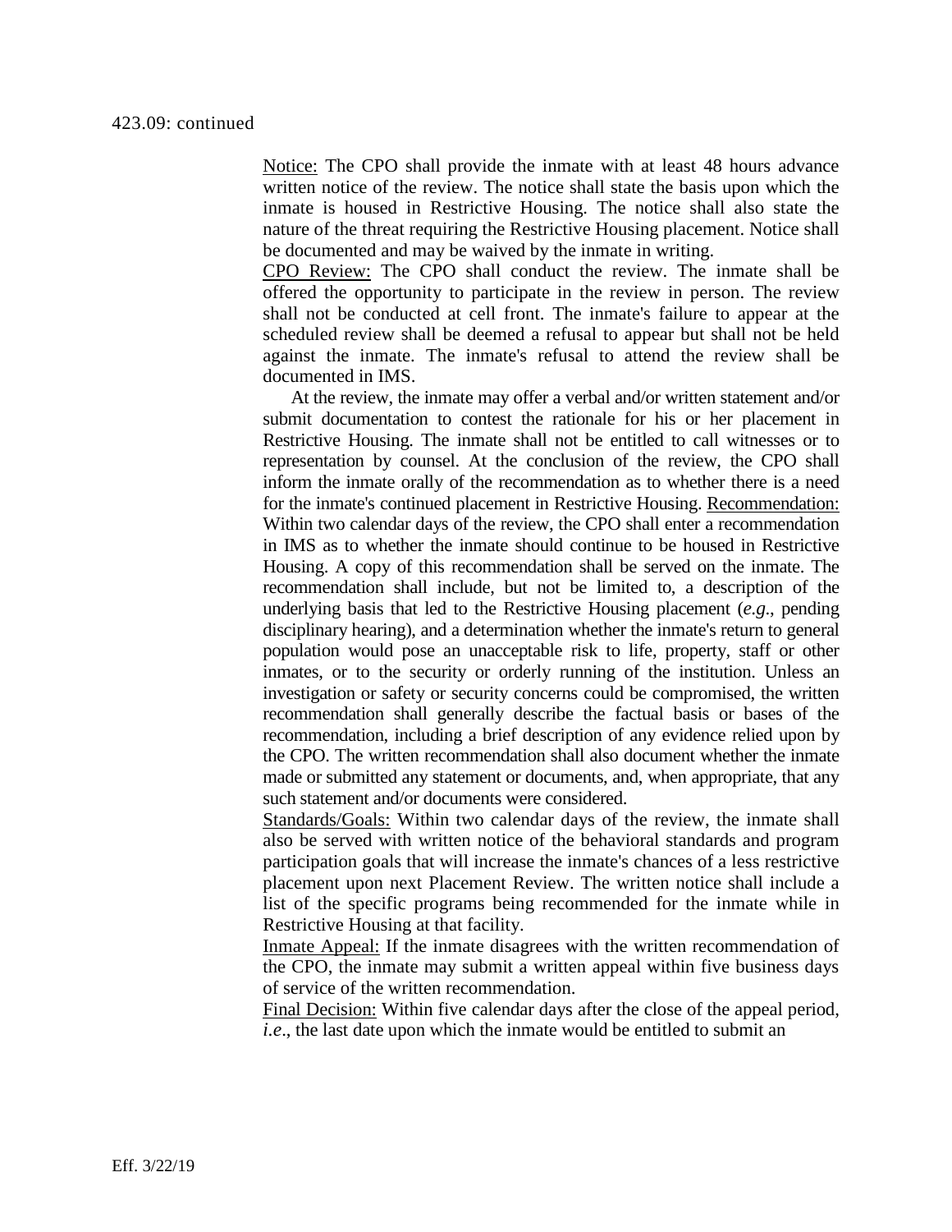423.09: continued

<u>Notice:</u> The CPO shall provide the inmate with at least 48 hours advance written notice of the review. The notice shall state the basis upon which the inmate is housed in Restrictive Housing. The notice shall also state the nature of the threat requiring the Restrictive Housing placement. Notice shall be documented and may be waived by the inmate in writing.

<u>CPO Review:</u> The CPO shall conduct the review. The inmate shall be offered the opportunity to participate in the review in person. The review shall not be conducted at cell front. The inmate's failure to appear at the scheduled review shall be deemed a refusal to appear but shall not be held against the inmate. The inmate's refusal to attend the review shall be documented in IMS.

At the review, the inmate may offer a verbal and/or written statement and/or submit documentation to contest the rationale for his or her placement in Restrictive Housing. The inmate shall not be entitled to call witnesses or to representation by counsel. At the conclusion of the review, the CPO shall inform the inmate orally of the recommendation as to whether there is a need for the inmate's continued placement in Restrictive Housing. <u>Recommendation:</u> Within two calendar days of the review, the CPO shall enter a recommendation in IMS as to whether the inmate should continue to be housed in Restrictive Housing. A copy of this recommendation shall be served on the inmate. The recommendation shall include, but not be limited to, a description of the underlying basis that led to the Restrictive Housing placement (*e.g.*, pending disciplinary hearing), and a determination whether the inmate's return to general population would pose an unacceptable risk to life, property, staff or other inmates, or to the security or orderly running of the institution. Unless an investigation or safety or security concerns could be compromised, the written recommendation shall generally describe the factual basis or bases of the recommendation, including a brief description of any evidence relied upon by the CPO. The written recommendation shall also document whether the inmate made or submitted any statement or documents, and, when appropriate, that any such statement and/or documents were considered.

<u>Standards/Goals:</u> Within two calendar days of the review, the inmate shall also be served with written notice of the behavioral standards and program participation goals that will increase the inmate's chances of a less restrictive placement upon next Placement Review. The written notice shall include a list of the specific programs being recommended for the inmate while in Restrictive Housing at that facility.

<u>Inmate Appeal:</u> If the inmate disagrees with the written recommendation of the CPO, the inmate may submit a written appeal within five business days of service of the written recommendation.

<u>Final Decision:</u> Within five calendar days after the close of the appeal period, *i.e*., the last date upon which the inmate would be entitled to submit an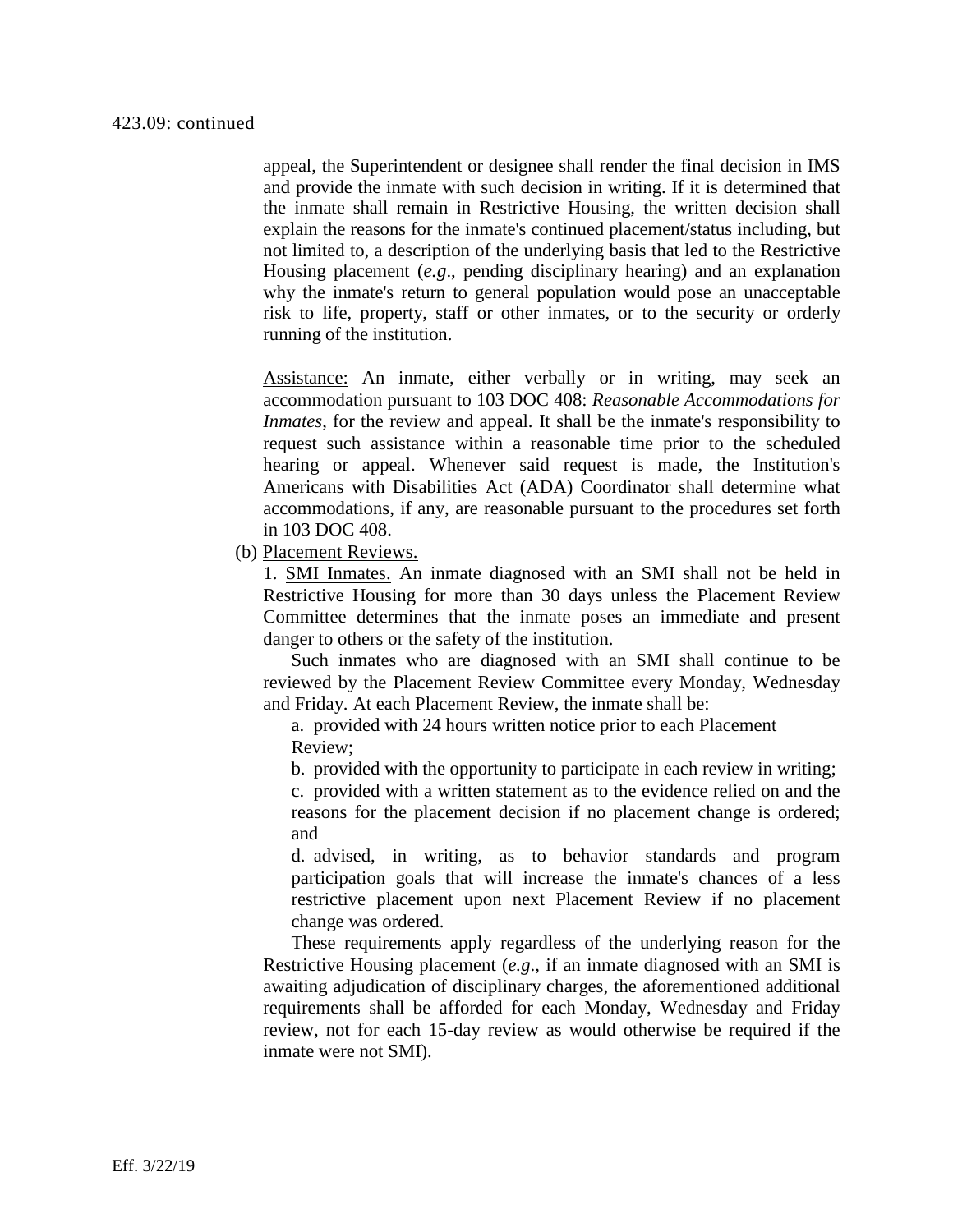423.09: continued

appeal, the Superintendent or designee shall render the final decision in IMS and provide the inmate with such decision in writing. If it is determined that the inmate shall remain in Restrictive Housing, the written decision shall explain the reasons for the inmate's continued placement/status including, but not limited to, a description of the underlying basis that led to the Restrictive Housing placement (*e.g*., pending disciplinary hearing) and an explanation why the inmate's return to general population would pose an unacceptable risk to life, property, staff or other inmates, or to the security or orderly running of the institution.

Assistance: An inmate, either verbally or in writing, may seek an accommodation pursuant to 103 DOC 408: *Reasonable Accommodations for Inmates*, for the review and appeal. It shall be the inmate's responsibility to request such assistance within a reasonable time prior to the scheduled hearing or appeal. Whenever said request is made, the Institution's Americans with Disabilities Act (ADA) Coordinator shall determine what accommodations, if any, are reasonable pursuant to the procedures set forth in 103 DOC 408.

(b) Placement Reviews.

1. SMI Inmates. An inmate diagnosed with an SMI shall not be held in Restrictive Housing for more than 30 days unless the Placement Review Committee determines that the inmate poses an immediate and present danger to others or the safety of the institution.

Such inmates who are diagnosed with an SMI shall continue to be reviewed by the Placement Review Committee every Monday, Wednesday and Friday. At each Placement Review, the inmate shall be:

a. provided with 24 hours written notice prior to each Placement Review;

b. provided with the opportunity to participate in each review in writing;

c. provided with a written statement as to the evidence relied on and the reasons for the placement decision if no placement change is ordered; and

d. advised, in writing, as to behavior standards and program participation goals that will increase the inmate's chances of a less restrictive placement upon next Placement Review if no placement change was ordered.

These requirements apply regardless of the underlying reason for the Restrictive Housing placement (*e.g*., if an inmate diagnosed with an SMI is awaiting adjudication of disciplinary charges, the aforementioned additional requirements shall be afforded for each Monday, Wednesday and Friday review, not for each 15-day review as would otherwise be required if the inmate were not SMI).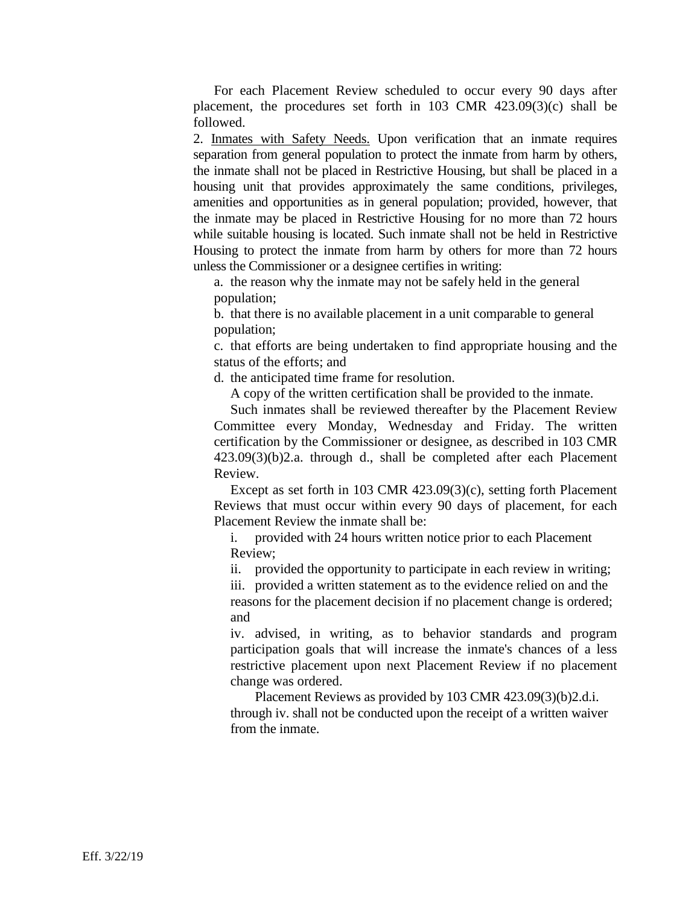For each Placement Review scheduled to occur every 90 days after placement, the procedures set forth in 103 CMR 423.09(3)(c) shall be followed.

2. Inmates with Safety Needs. Upon verification that an inmate requires separation from general population to protect the inmate from harm by others, the inmate shall not be placed in Restrictive Housing, but shall be placed in a housing unit that provides approximately the same conditions, privileges, amenities and opportunities as in general population; provided, however, that the inmate may be placed in Restrictive Housing for no more than 72 hours while suitable housing is located. Such inmate shall not be held in Restrictive Housing to protect the inmate from harm by others for more than 72 hours unless the Commissioner or a designee certifies in writing:

a. the reason why the inmate may not be safely held in the general population;

b. that there is no available placement in a unit comparable to general population;

c. that efforts are being undertaken to find appropriate housing and the status of the efforts; and

d. the anticipated time frame for resolution.

A copy of the written certification shall be provided to the inmate.

Such inmates shall be reviewed thereafter by the Placement Review Committee every Monday, Wednesday and Friday. The written certification by the Commissioner or designee, as described in 103 CMR 423.09(3)(b)2.a. through d., shall be completed after each Placement Review.

Except as set forth in 103 CMR 423.09(3)(c), setting forth Placement Reviews that must occur within every 90 days of placement, for each Placement Review the inmate shall be:

i. provided with 24 hours written notice prior to each Placement Review;

ii. provided the opportunity to participate in each review in writing;

iii. provided a written statement as to the evidence relied on and the reasons for the placement decision if no placement change is ordered; and

iv. advised, in writing, as to behavior standards and program participation goals that will increase the inmate's chances of a less restrictive placement upon next Placement Review if no placement change was ordered.

Placement Reviews as provided by 103 CMR 423.09(3)(b)2.d.i. through iv. shall not be conducted upon the receipt of a written waiver from the inmate.

Eff. 3/22/19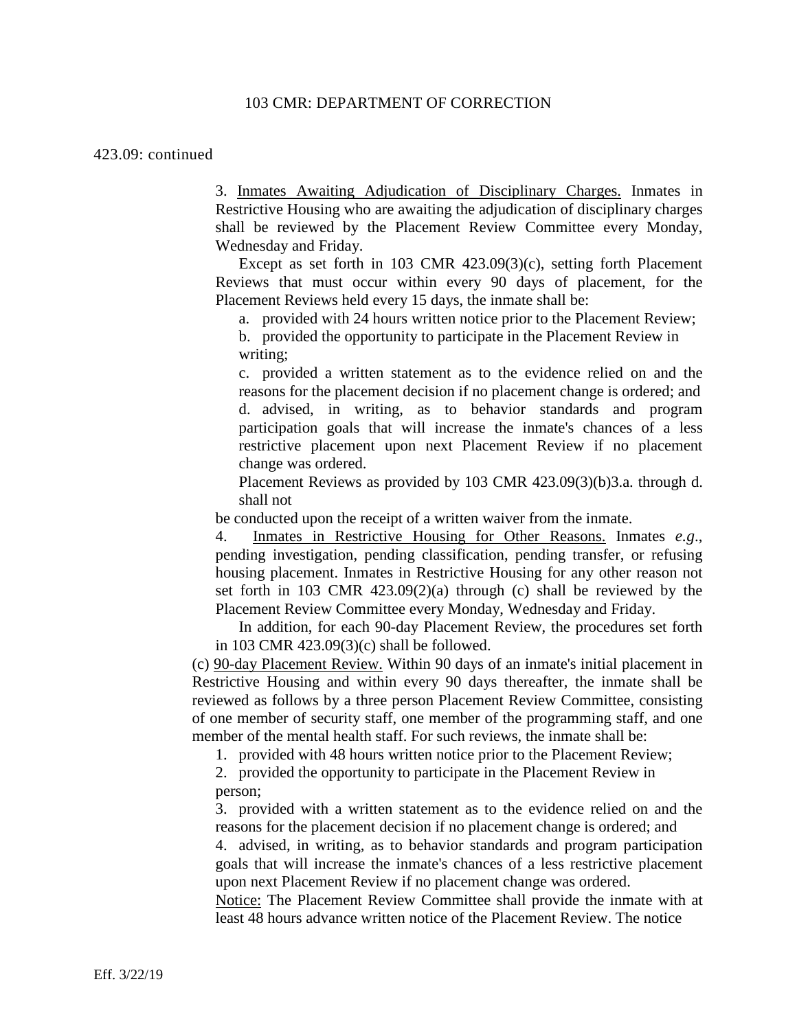423.09: continued

3. Inmates Awaiting Adjudication of Disciplinary Charges. Inmates in Restrictive Housing who are awaiting the adjudication of disciplinary charges shall be reviewed by the Placement Review Committee every Monday, Wednesday and Friday.

Except as set forth in 103 CMR 423.09(3)(c), setting forth Placement Reviews that must occur within every 90 days of placement, for the Placement Reviews held every 15 days, the inmate shall be:

a. provided with 24 hours written notice prior to the Placement Review;

b. provided the opportunity to participate in the Placement Review in writing;

c. provided a written statement as to the evidence relied on and the reasons for the placement decision if no placement change is ordered; and

d. advised, in writing, as to behavior standards and program participation goals that will increase the inmate's chances of a less restrictive placement upon next Placement Review if no placement change was ordered.

Placement Reviews as provided by 103 CMR 423.09(3)(b)3.a. through d. shall not be conducted upon the receipt of a written waiver from the inmate.

4. Inmates in Restrictive Housing for Other Reasons. Inmates *e.g*., pending investigation, pending classification, pending transfer, or refusing housing placement. Inmates in Restrictive Housing for any other reason not set forth in 103 CMR 423.09(2)(a) through (c) shall be reviewed by the Placement Review Committee every Monday, Wednesday and Friday.

In addition, for each 90-day Placement Review, the procedures set forth in 103 CMR 423.09(3)(c) shall be followed.

(c) 90-day Placement Review. Within 90 days of an inmate's initial placement in Restrictive Housing and within every 90 days thereafter, the inmate shall be reviewed as follows by a three person Placement Review Committee, consisting of one member of security staff, one member of the programming staff, and one member of the mental health staff. For such reviews, the inmate shall be:

1. provided with 48 hours written notice prior to the Placement Review;

2. provided the opportunity to participate in the Placement Review in person;

3. provided with a written statement as to the evidence relied on and the reasons for the placement decision if no placement change is ordered; and

4. advised, in writing, as to behavior standards and program participation goals that will increase the inmate's chances of a less restrictive placement upon next Placement Review if no placement change was ordered.

Notice: The Placement Review Committee shall provide the inmate with at least 48 hours advance written notice of the Placement Review. The notice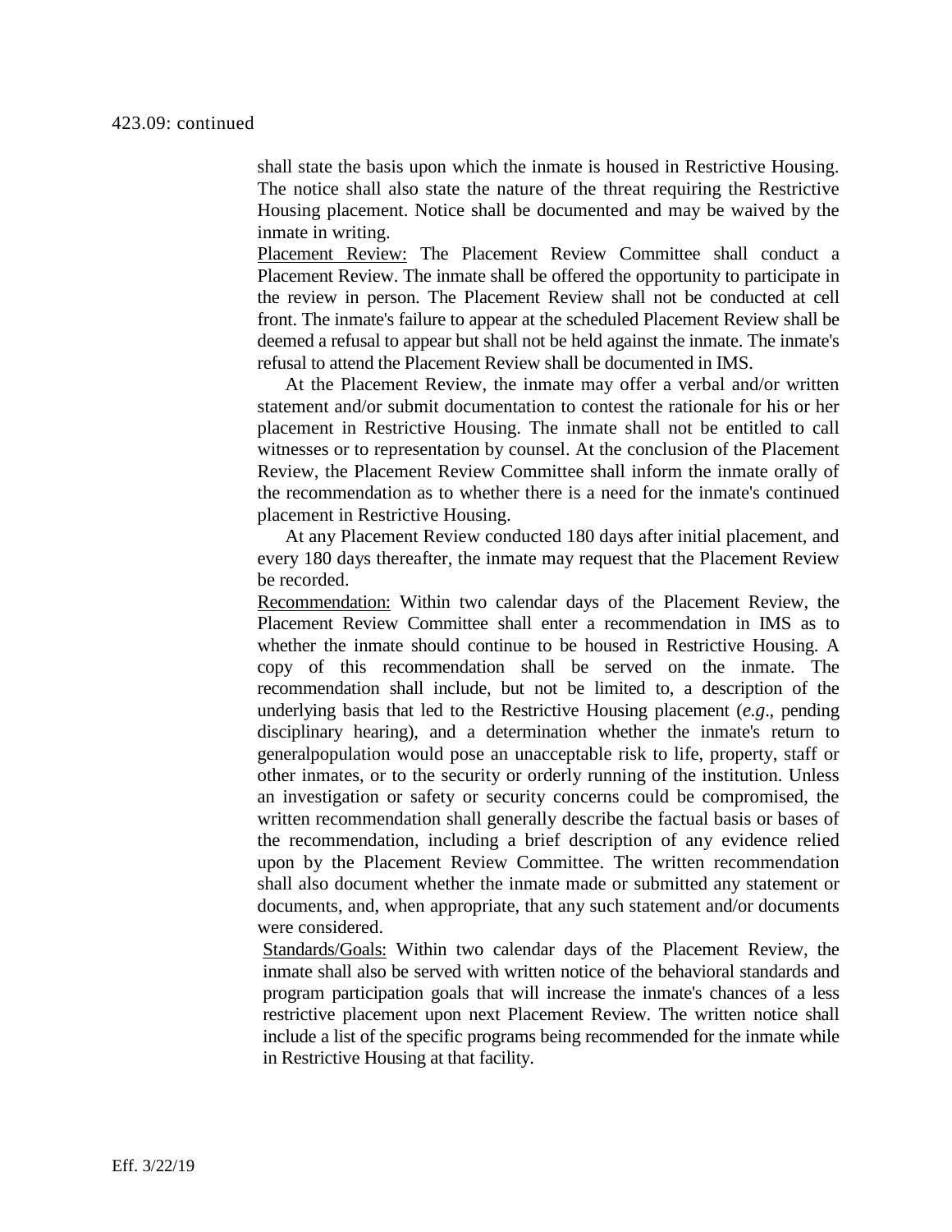423.09: continued

shall state the basis upon which the inmate is housed in Restrictive Housing. The notice shall also state the nature of the threat requiring the Restrictive Housing placement. Notice shall be documented and may be waived by the inmate in writing.

<u>Placement Review:</u> The Placement Review Committee shall conduct a Placement Review. The inmate shall be offered the opportunity to participate in the review in person. The Placement Review shall not be conducted at cell front. The inmate's failure to appear at the scheduled Placement Review shall be deemed a refusal to appear but shall not be held against the inmate. The inmate's refusal to attend the Placement Review shall be documented in IMS.

At the Placement Review, the inmate may offer a verbal and/or written statement and/or submit documentation to contest the rationale for his or her placement in Restrictive Housing. The inmate shall not be entitled to call witnesses or to representation by counsel. At the conclusion of the Placement Review, the Placement Review Committee shall inform the inmate orally of the recommendation as to whether there is a need for the inmate's continued placement in Restrictive Housing.

At any Placement Review conducted 180 days after initial placement, and every 180 days thereafter, the inmate may request that the Placement Review be recorded.

<u>Recommendation:</u> Within two calendar days of the Placement Review, the Placement Review Committee shall enter a recommendation in IMS as to whether the inmate should continue to be housed in Restrictive Housing. A copy of this recommendation shall be served on the inmate. The recommendation shall include, but not be limited to, a description of the underlying basis that led to the Restrictive Housing placement (*e.g*., pending disciplinary hearing), and a determination whether the inmate's return to generalpopulation would pose an unacceptable risk to life, property, staff or other inmates, or to the security or orderly running of the institution. Unless an investigation or safety or security concerns could be compromised, the written recommendation shall generally describe the factual basis or bases of the recommendation, including a brief description of any evidence relied upon by the Placement Review Committee. The written recommendation shall also document whether the inmate made or submitted any statement or documents, and, when appropriate, that any such statement and/or documents were considered.

<u>Standards/Goals:</u> Within two calendar days of the Placement Review, the inmate shall also be served with written notice of the behavioral standards and program participation goals that will increase the inmate's chances of a less restrictive placement upon next Placement Review. The written notice shall include a list of the specific programs being recommended for the inmate while in Restrictive Housing at that facility.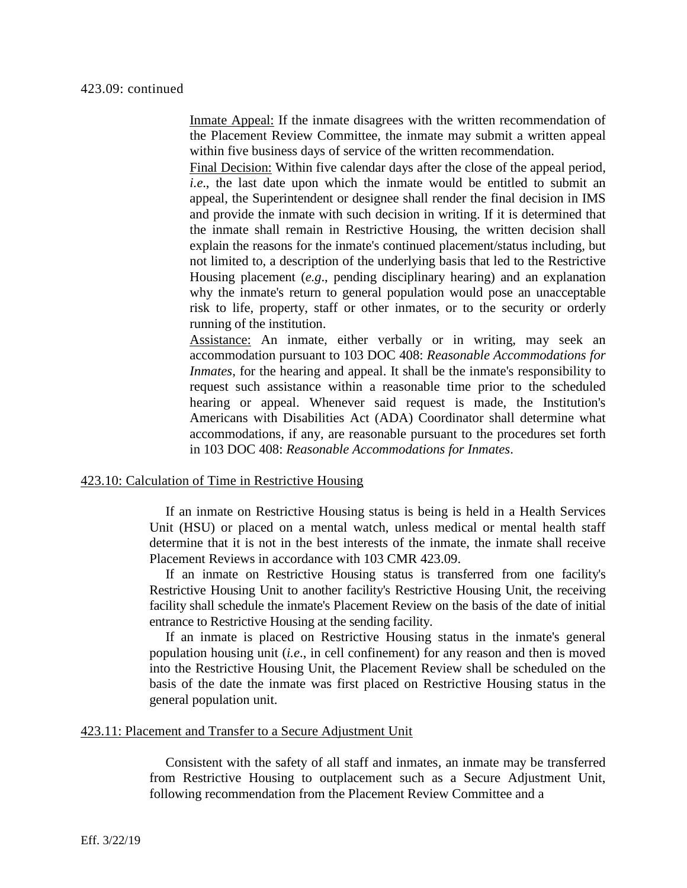423.09: continued

<u>Inmate Appeal:</u> If the inmate disagrees with the written recommendation of the Placement Review Committee, the inmate may submit a written appeal within five business days of service of the written recommendation.

<u>Final Decision:</u> Within five calendar days after the close of the appeal period, *i.e*., the last date upon which the inmate would be entitled to submit an appeal, the Superintendent or designee shall render the final decision in IMS and provide the inmate with such decision in writing. If it is determined that the inmate shall remain in Restrictive Housing, the written decision shall explain the reasons for the inmate's continued placement/status including, but not limited to, a description of the underlying basis that led to the Restrictive Housing placement (*e.g*., pending disciplinary hearing) and an explanation why the inmate's return to general population would pose an unacceptable risk to life, property, staff or other inmates, or to the security or orderly running of the institution.

<u>Assistance:</u> An inmate, either verbally or in writing, may seek an accommodation pursuant to 103 DOC 408: *Reasonable Accommodations for Inmates*, for the hearing and appeal. It shall be the inmate's responsibility to request such assistance within a reasonable time prior to the scheduled hearing or appeal. Whenever said request is made, the Institution's Americans with Disabilities Act (ADA) Coordinator shall determine what accommodations, if any, are reasonable pursuant to the procedures set forth in 103 DOC 408: *Reasonable Accommodations for Inmates*.

## <u>423.10: Calculation of Time in Restrictive Housing</u>

If an inmate on Restrictive Housing status is being is held in a Health Services Unit (HSU) or placed on a mental watch, unless medical or mental health staff determine that it is not in the best interests of the inmate, the inmate shall receive Placement Reviews in accordance with 103 CMR 423.09.

If an inmate on Restrictive Housing status is transferred from one facility's Restrictive Housing Unit to another facility's Restrictive Housing Unit, the receiving facility shall schedule the inmate's Placement Review on the basis of the date of initial entrance to Restrictive Housing at the sending facility.

If an inmate is placed on Restrictive Housing status in the inmate's general population housing unit (*i.e*., in cell confinement) for any reason and then is moved into the Restrictive Housing Unit, the Placement Review shall be scheduled on the basis of the date the inmate was first placed on Restrictive Housing status in the general population unit.

## <u>423.11: Placement and Transfer to a Secure Adjustment Unit</u>

Consistent with the safety of all staff and inmates, an inmate may be transferred from Restrictive Housing to outplacement such as a Secure Adjustment Unit, following recommendation from the Placement Review Committee and a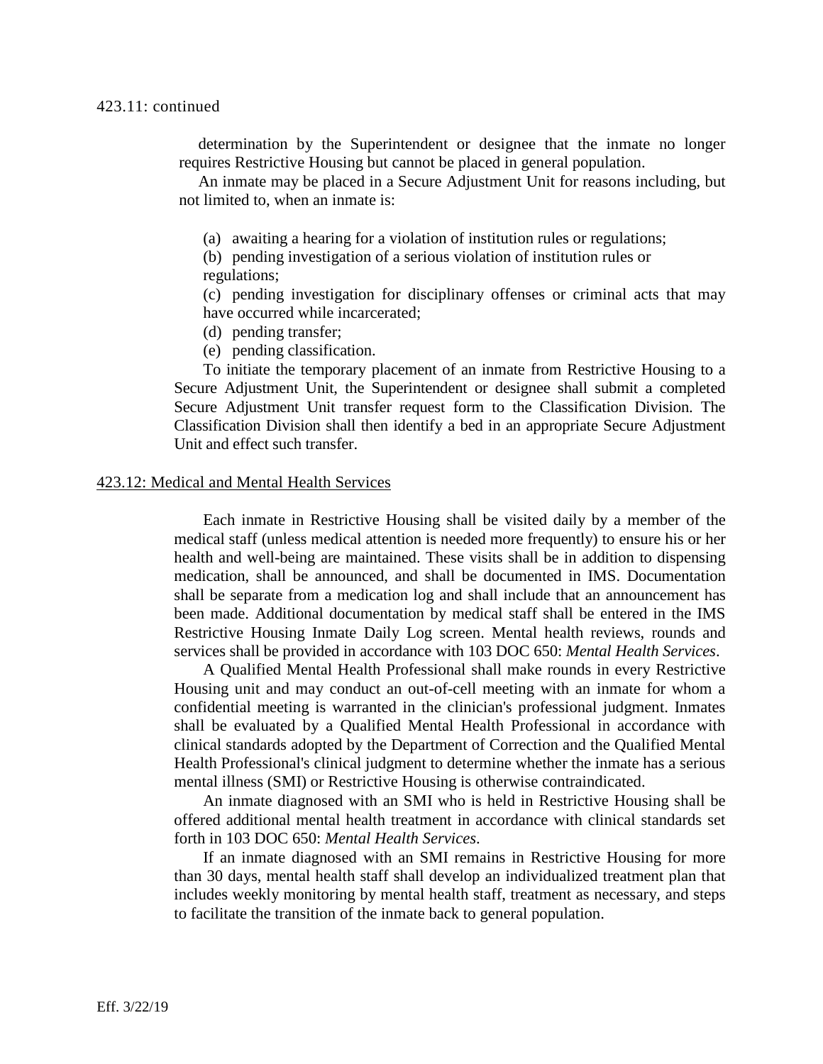423.11: continued

determination by the Superintendent or designee that the inmate no longer requires Restrictive Housing but cannot be placed in general population.

An inmate may be placed in a Secure Adjustment Unit for reasons including, but not limited to, when an inmate is:

(a) awaiting a hearing for a violation of institution rules or regulations;

(b) pending investigation of a serious violation of institution rules or regulations;

(c) pending investigation for disciplinary offenses or criminal acts that may have occurred while incarcerated;

(d) pending transfer;

(e) pending classification.

To initiate the temporary placement of an inmate from Restrictive Housing to a Secure Adjustment Unit, the Superintendent or designee shall submit a completed Secure Adjustment Unit transfer request form to the Classification Division. The Classification Division shall then identify a bed in an appropriate Secure Adjustment Unit and effect such transfer.

## 423.12: Medical and Mental Health Services

Each inmate in Restrictive Housing shall be visited daily by a member of the medical staff (unless medical attention is needed more frequently) to ensure his or her health and well-being are maintained. These visits shall be in addition to dispensing medication, shall be announced, and shall be documented in IMS. Documentation shall be separate from a medication log and shall include that an announcement has been made. Additional documentation by medical staff shall be entered in the IMS Restrictive Housing Inmate Daily Log screen. Mental health reviews, rounds and services shall be provided in accordance with 103 DOC 650: *Mental Health Services*.

A Qualified Mental Health Professional shall make rounds in every Restrictive Housing unit and may conduct an out-of-cell meeting with an inmate for whom a confidential meeting is warranted in the clinician's professional judgment. Inmates shall be evaluated by a Qualified Mental Health Professional in accordance with clinical standards adopted by the Department of Correction and the Qualified Mental Health Professional's clinical judgment to determine whether the inmate has a serious mental illness (SMI) or Restrictive Housing is otherwise contraindicated.

An inmate diagnosed with an SMI who is held in Restrictive Housing shall be offered additional mental health treatment in accordance with clinical standards set forth in 103 DOC 650: *Mental Health Services*.

If an inmate diagnosed with an SMI remains in Restrictive Housing for more than 30 days, mental health staff shall develop an individualized treatment plan that includes weekly monitoring by mental health staff, treatment as necessary, and steps to facilitate the transition of the inmate back to general population.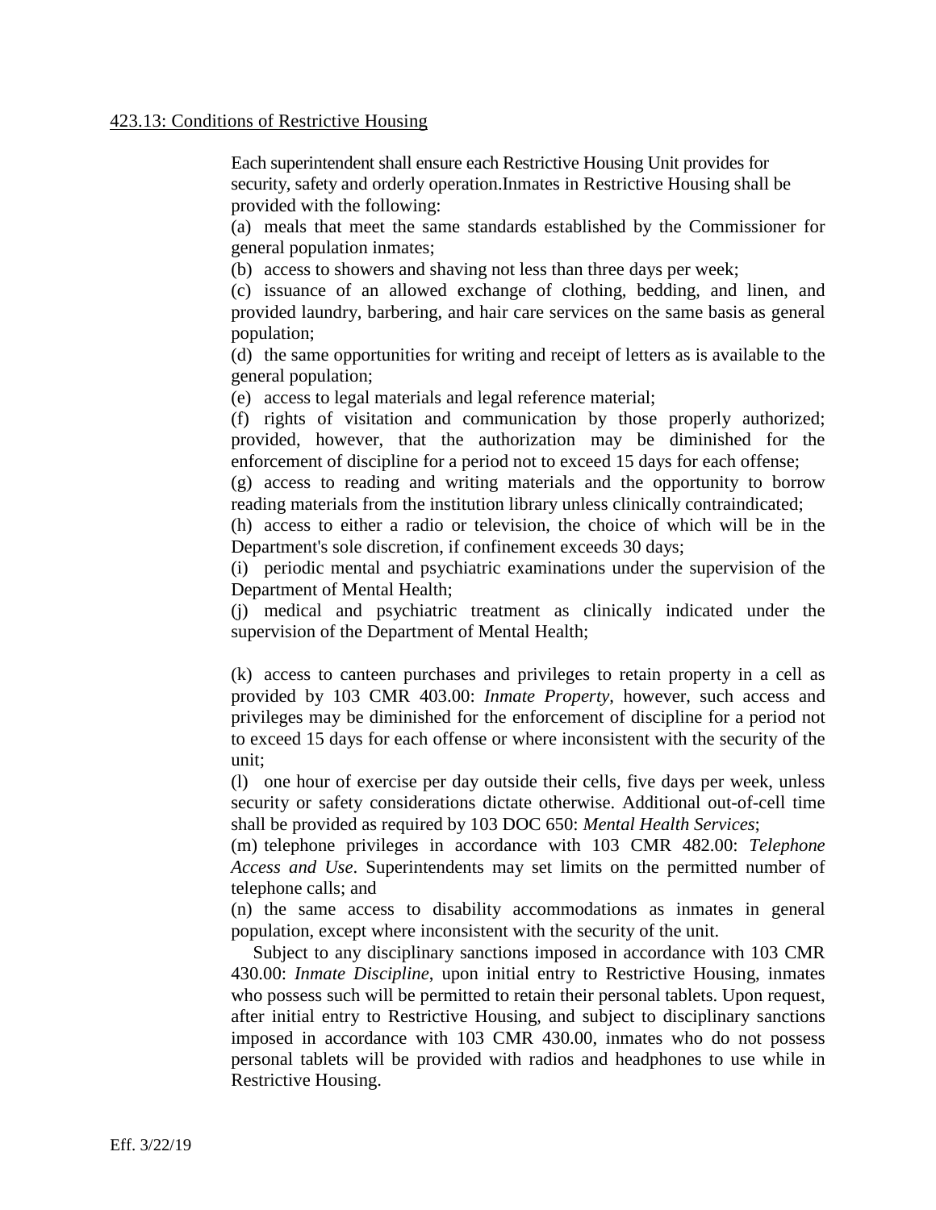423.13: Conditions of Restrictive Housing

Each superintendent shall ensure each Restrictive Housing Unit provides for security, safety and orderly operation.Inmates in Restrictive Housing shall be provided with the following:

(a) meals that meet the same standards established by the Commissioner for general population inmates;

(b) access to showers and shaving not less than three days per week;

(c) issuance of an allowed exchange of clothing, bedding, and linen, and provided laundry, barbering, and hair care services on the same basis as general population;

(d) the same opportunities for writing and receipt of letters as is available to the general population;

(e) access to legal materials and legal reference material;

(f) rights of visitation and communication by those properly authorized; provided, however, that the authorization may be diminished for the enforcement of discipline for a period not to exceed 15 days for each offense;

(g) access to reading and writing materials and the opportunity to borrow reading materials from the institution library unless clinically contraindicated;

(h) access to either a radio or television, the choice of which will be in the Department's sole discretion, if confinement exceeds 30 days;

(i) periodic mental and psychiatric examinations under the supervision of the Department of Mental Health;

(j) medical and psychiatric treatment as clinically indicated under the supervision of the Department of Mental Health;

(k) access to canteen purchases and privileges to retain property in a cell as provided by 103 CMR 403.00: *Inmate Property*, however, such access and privileges may be diminished for the enforcement of discipline for a period not to exceed 15 days for each offense or where inconsistent with the security of the unit;

(l) one hour of exercise per day outside their cells, five days per week, unless security or safety considerations dictate otherwise. Additional out-of-cell time shall be provided as required by 103 DOC 650: *Mental Health Services*;

(m) telephone privileges in accordance with 103 CMR 482.00: *Telephone Access and Use*. Superintendents may set limits on the permitted number of telephone calls; and

(n) the same access to disability accommodations as inmates in general population, except where inconsistent with the security of the unit.

Subject to any disciplinary sanctions imposed in accordance with 103 CMR 430.00: *Inmate Discipline*, upon initial entry to Restrictive Housing, inmates who possess such will be permitted to retain their personal tablets. Upon request, after initial entry to Restrictive Housing, and subject to disciplinary sanctions imposed in accordance with 103 CMR 430.00, inmates who do not possess personal tablets will be provided with radios and headphones to use while in Restrictive Housing.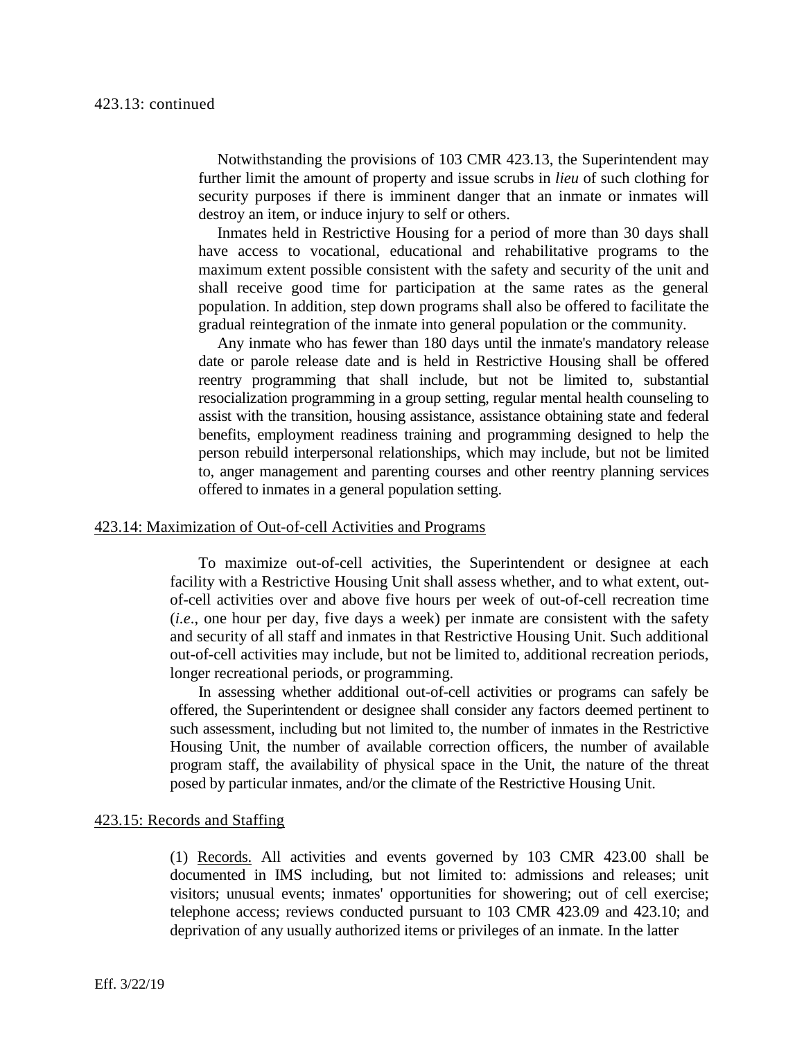423.13: continued

Notwithstanding the provisions of 103 CMR 423.13, the Superintendent may further limit the amount of property and issue scrubs in *lieu* of such clothing for security purposes if there is imminent danger that an inmate or inmates will destroy an item, or induce injury to self or others.

Inmates held in Restrictive Housing for a period of more than 30 days shall have access to vocational, educational and rehabilitative programs to the maximum extent possible consistent with the safety and security of the unit and shall receive good time for participation at the same rates as the general population. In addition, step down programs shall also be offered to facilitate the gradual reintegration of the inmate into general population or the community.

Any inmate who has fewer than 180 days until the inmate's mandatory release date or parole release date and is held in Restrictive Housing shall be offered reentry programming that shall include, but not be limited to, substantial resocialization programming in a group setting, regular mental health counseling to assist with the transition, housing assistance, assistance obtaining state and federal benefits, employment readiness training and programming designed to help the person rebuild interpersonal relationships, which may include, but not be limited to, anger management and parenting courses and other reentry planning services offered to inmates in a general population setting.

## 423.14: Maximization of Out-of-cell Activities and Programs

To maximize out-of-cell activities, the Superintendent or designee at each facility with a Restrictive Housing Unit shall assess whether, and to what extent, out-of-cell activities over and above five hours per week of out-of-cell recreation time (*i.e.*, one hour per day, five days a week) per inmate are consistent with the safety and security of all staff and inmates in that Restrictive Housing Unit. Such additional out-of-cell activities may include, but not be limited to, additional recreation periods, longer recreational periods, or programming.

In assessing whether additional out-of-cell activities or programs can safely be offered, the Superintendent or designee shall consider any factors deemed pertinent to such assessment, including but not limited to, the number of inmates in the Restrictive Housing Unit, the number of available correction officers, the number of available program staff, the availability of physical space in the Unit, the nature of the threat posed by particular inmates, and/or the climate of the Restrictive Housing Unit.

## 423.15: Records and Staffing

(1) Records. All activities and events governed by 103 CMR 423.00 shall be documented in IMS including, but not limited to: admissions and releases; unit visitors; unusual events; inmates' opportunities for showering; out of cell exercise; telephone access; reviews conducted pursuant to 103 CMR 423.09 and 423.10; and deprivation of any usually authorized items or privileges of an inmate. In the latter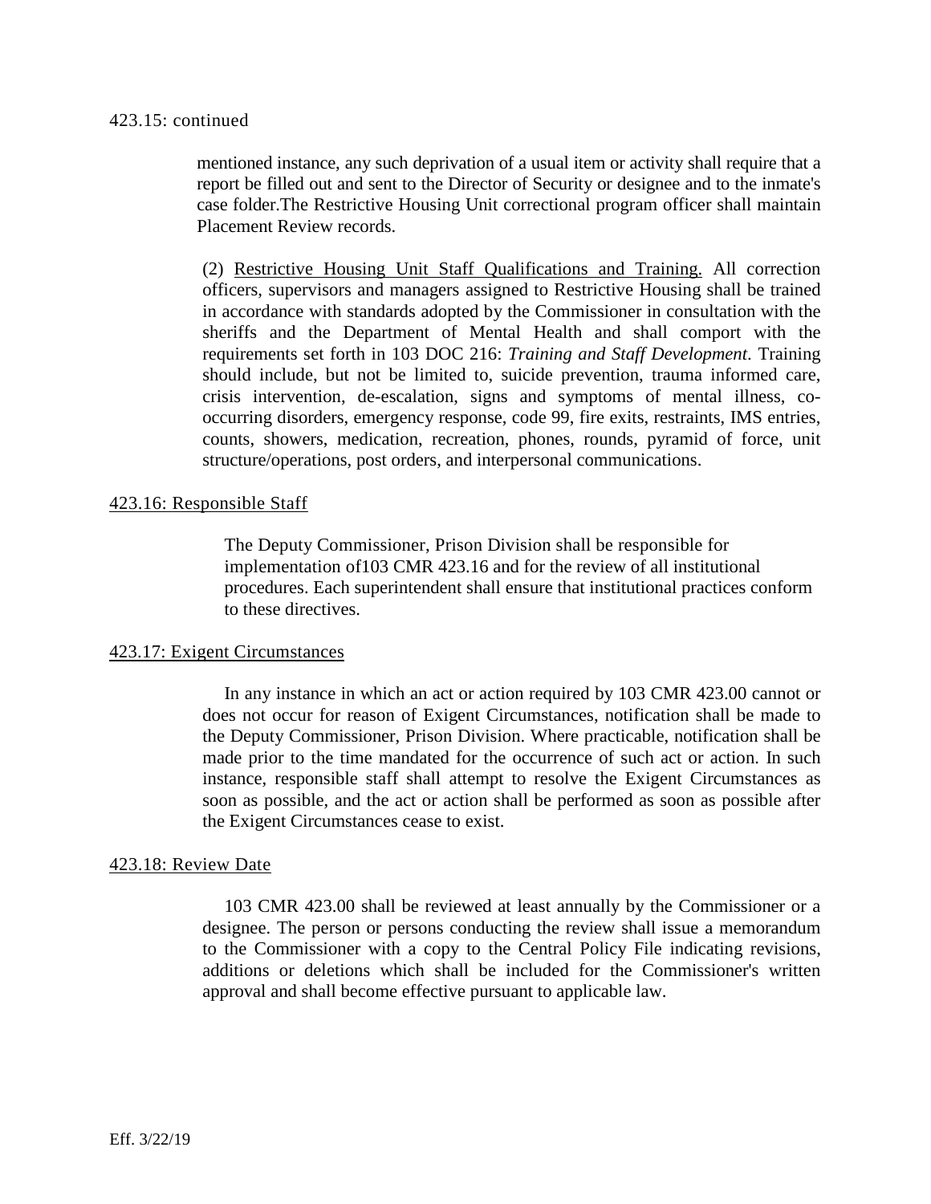423.15: continued

mentioned instance, any such deprivation of a usual item or activity shall require that a report be filled out and sent to the Director of Security or designee and to the inmate's case folder.The Restrictive Housing Unit correctional program officer shall maintain Placement Review records.

(2) Restrictive Housing Unit Staff Qualifications and Training. All correction officers, supervisors and managers assigned to Restrictive Housing shall be trained in accordance with standards adopted by the Commissioner in consultation with the sheriffs and the Department of Mental Health and shall comport with the requirements set forth in 103 DOC 216: *Training and Staff Development*. Training should include, but not be limited to, suicide prevention, trauma informed care, crisis intervention, de-escalation, signs and symptoms of mental illness, co-occurring disorders, emergency response, code 99, fire exits, restraints, IMS entries, counts, showers, medication, recreation, phones, rounds, pyramid of force, unit structure/operations, post orders, and interpersonal communications.

## 423.16: Responsible Staff

The Deputy Commissioner, Prison Division shall be responsible for implementation of103 CMR 423.16 and for the review of all institutional procedures. Each superintendent shall ensure that institutional practices conform to these directives.

## 423.17: Exigent Circumstances

In any instance in which an act or action required by 103 CMR 423.00 cannot or does not occur for reason of Exigent Circumstances, notification shall be made to the Deputy Commissioner, Prison Division. Where practicable, notification shall be made prior to the time mandated for the occurrence of such act or action. In such instance, responsible staff shall attempt to resolve the Exigent Circumstances as soon as possible, and the act or action shall be performed as soon as possible after the Exigent Circumstances cease to exist.

## 423.18: Review Date

103 CMR 423.00 shall be reviewed at least annually by the Commissioner or a designee. The person or persons conducting the review shall issue a memorandum to the Commissioner with a copy to the Central Policy File indicating revisions, additions or deletions which shall be included for the Commissioner's written approval and shall become effective pursuant to applicable law.

Eff. 3/22/19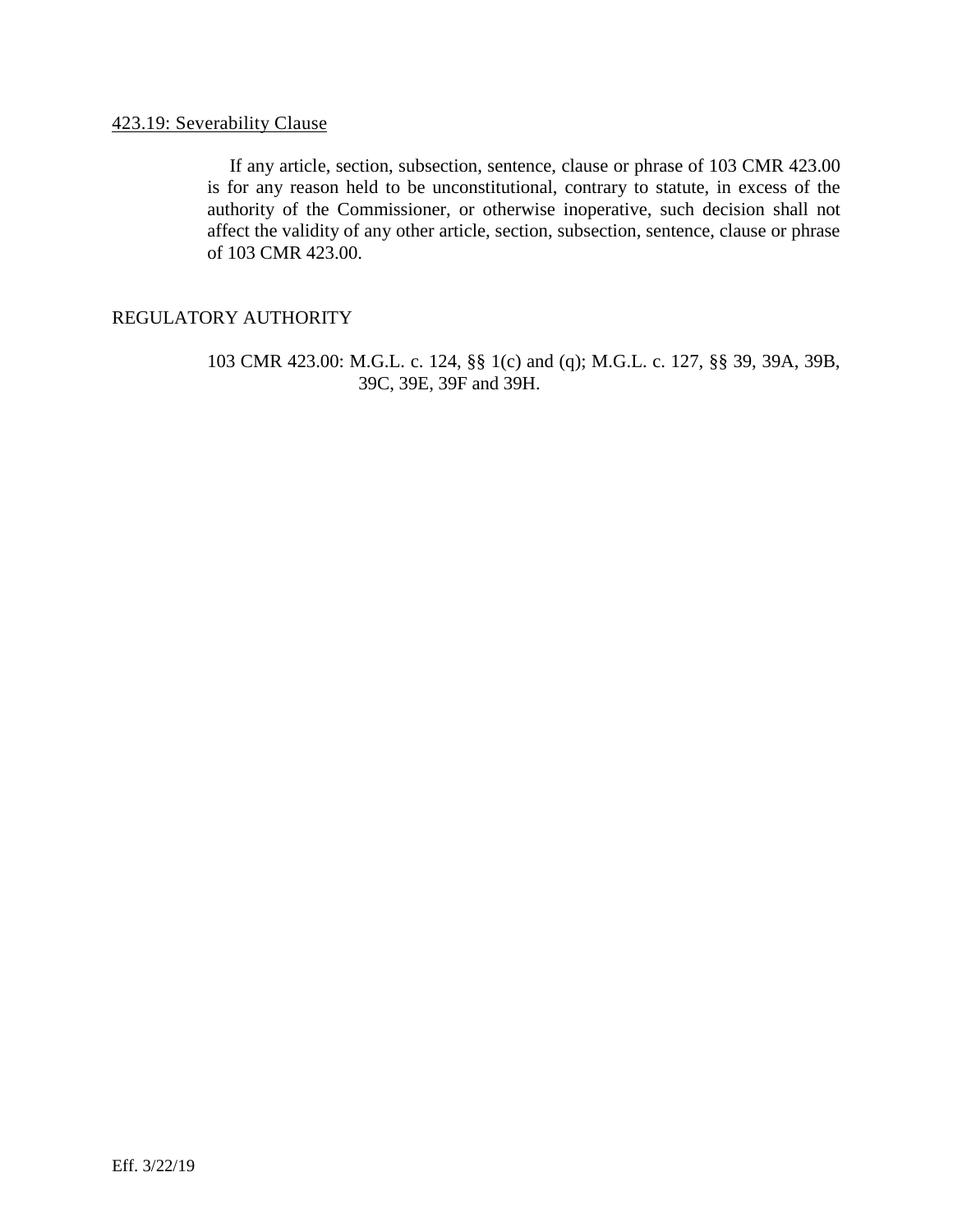## 423.19: Severability Clause

If any article, section, subsection, sentence, clause or phrase of 103 CMR 423.00 is for any reason held to be unconstitutional, contrary to statute, in excess of the authority of the Commissioner, or otherwise inoperative, such decision shall not affect the validity of any other article, section, subsection, sentence, clause or phrase of 103 CMR 423.00.

## REGULATORY AUTHORITY

103 CMR 423.00: M.G.L. c. 124, §§ 1(c) and (q); M.G.L. c. 127, §§ 39, 39A, 39B, 39C, 39E, 39F and 39H.

Eff. 3/22/19